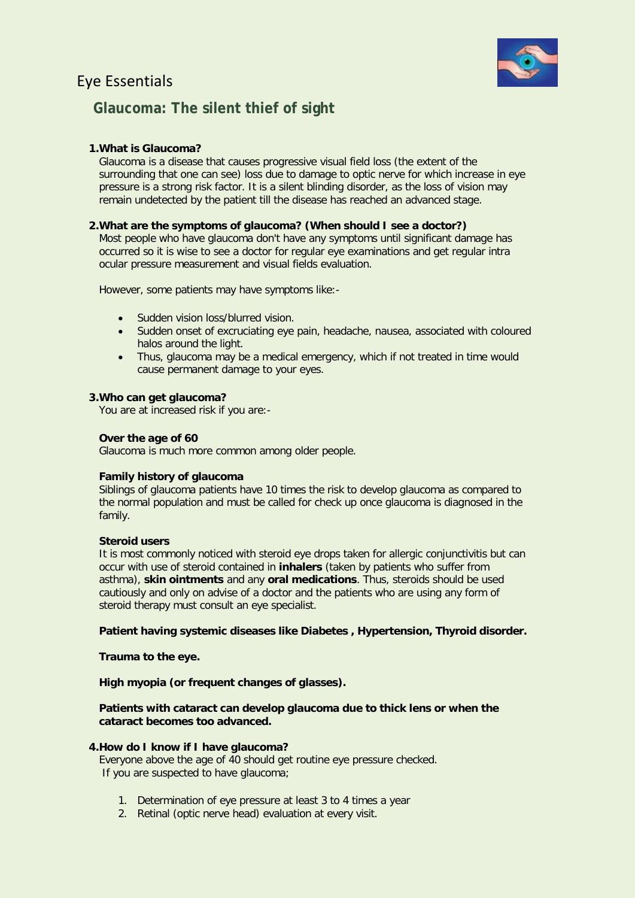# Eye Essentials

## Glaucoma: The silent thief of sight

**1. What is Glaucoma?**

Glaucoma is a disease that causes progressive visual field loss (the extent of the surrounding that one can see) loss due to damage to optic nerve for which increase in eye pressure is a strong risk factor. It is a silent blinding disorder, as the loss of vision may remain undetected by the patient till the disease has reached an advanced stage.

**2. What are the symptoms of glaucoma? (When should I see a doctor?)**

Most people who have glaucoma don't have any symptoms until significant damage has occurred so it is wise to see a doctor for regular eye examinations and get regular intra ocular pressure measurement and visual fields evaluation.

However, some patients may have symptoms like:-

- Sudden vision loss/blurred vision.
- Sudden onset of excruciating eye pain, headache, nausea, associated with coloured halos around the light.
- Thus, glaucoma may be a medical emergency, which if not treated in time would cause permanent damage to your eyes.

**3. Who can get glaucoma?**

You are at increased risk if you are:-

**Over the age of 60**

Glaucoma is much more common among older people.

**Family history of glaucoma**

Siblings of glaucoma patients have 10 times the risk to develop glaucoma as compared to the normal population and must be called for check up once glaucoma is diagnosed in the family.

**Steroid users**

It is most commonly noticed with steroid eye drops taken for allergic conjunctivitis but can occur with use of steroid contained in **inhalers** (taken by patients who suffer from asthma), **skin ointments** and any **oral medications**. Thus, steroids should be used cautiously and only on advise of a doctor and the patients who are using any form of steroid therapy must consult an eye specialist.

**Patient having systemic diseases like Diabetes , Hypertension, Thyroid disorder.**

**Trauma to the eye.**

**High myopia (or frequent changes of glasses).**

**Patients with cataract can develop glaucoma due to thick lens or when the cataract becomes too advanced.**

**4. How do I know if I have glaucoma?**

Everyone above the age of 40 should get routine eye pressure checked.
If you are suspected to have glaucoma;

1. Determination of eye pressure at least 3 to 4 times a year
2. Retinal (optic nerve head) evaluation at every visit.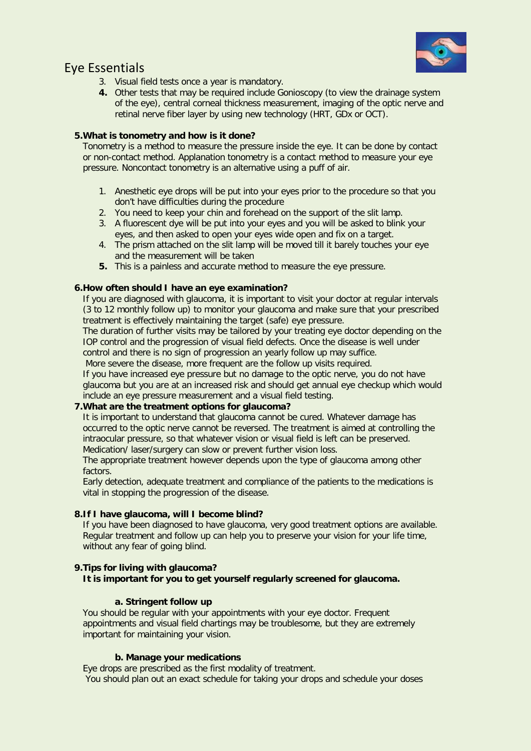3. Visual field tests once a year is mandatory.
4. Other tests that may be required include Gonioscopy (to view the drainage system of the eye), central corneal thickness measurement, imaging of the optic nerve and retinal nerve fiber layer by using new technology (HRT, GDx or OCT).

**5.What is tonometry and how is it done?**

Tonometry is a method to measure the pressure inside the eye. It can be done by contact or non-contact method. Applanation tonometry is a contact method to measure your eye pressure. Noncontact tonometry is an alternative using a puff of air.

1. Anesthetic eye drops will be put into your eyes prior to the procedure so that you don't have difficulties during the procedure
2. You need to keep your chin and forehead on the support of the slit lamp.
3. A fluorescent dye will be put into your eyes and you will be asked to blink your eyes, and then asked to open your eyes wide open and fix on a target.
4. The prism attached on the slit lamp will be moved till it barely touches your eye and the measurement will be taken
5. This is a painless and accurate method to measure the eye pressure.

**6.How often should I have an eye examination?**

If you are diagnosed with glaucoma, it is important to visit your doctor at regular intervals (3 to 12 monthly follow up) to monitor your glaucoma and make sure that your prescribed treatment is effectively maintaining the target (safe) eye pressure.

The duration of further visits may be tailored by your treating eye doctor depending on the IOP control and the progression of visual field defects. Once the disease is well under control and there is no sign of progression an yearly follow up may suffice.

More severe the disease, more frequent are the follow up visits required.

If you have increased eye pressure but no damage to the optic nerve, you do not have glaucoma but you are at an increased risk and should get annual eye checkup which would include an eye pressure measurement and a visual field testing.

**7.What are the treatment options for glaucoma?**

It is important to understand that glaucoma cannot be cured. Whatever damage has occurred to the optic nerve cannot be reversed. The treatment is aimed at controlling the intraocular pressure, so that whatever vision or visual field is left can be preserved. Medication/ laser/surgery can slow or prevent further vision loss.

The appropriate treatment however depends upon the type of glaucoma among other factors.

Early detection, adequate treatment and compliance of the patients to the medications is vital in stopping the progression of the disease.

**8.If I have glaucoma, will I become blind?**

If you have been diagnosed to have glaucoma, very good treatment options are available. Regular treatment and follow up can help you to preserve your vision for your life time, without any fear of going blind.

**9.Tips for living with glaucoma?**

**It is important for you to get yourself regularly screened for glaucoma.**

**a. Stringent follow up**

You should be regular with your appointments with your eye doctor. Frequent appointments and visual field chartings may be troublesome, but they are extremely important for maintaining your vision.

**b. Manage your medications**

Eye drops are prescribed as the first modality of treatment.

You should plan out an exact schedule for taking your drops and schedule your doses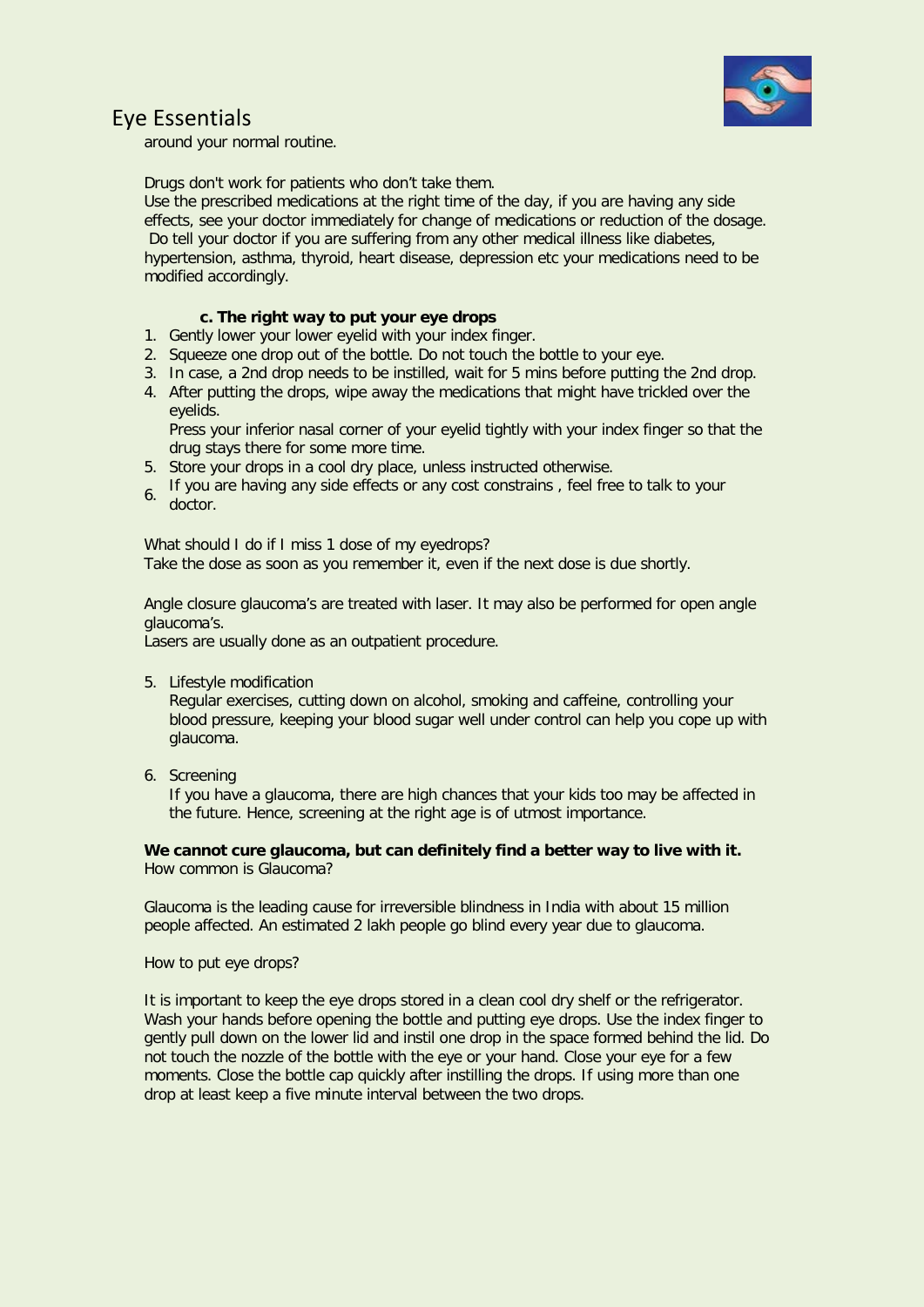around your normal routine.

Drugs don't work for patients who don't take them.
Use the prescribed medications at the right time of the day, if you are having any side effects, see your doctor immediately for change of medications or reduction of the dosage.
Do tell your doctor if you are suffering from any other medical illness like diabetes, hypertension, asthma, thyroid, heart disease, depression etc your medications need to be modified accordingly.

**c. The right way to put your eye drops**

1. Gently lower your lower eyelid with your index finger.
2. Squeeze one drop out of the bottle. Do not touch the bottle to your eye.
3. In case, a 2nd drop needs to be instilled, wait for 5 mins before putting the 2nd drop.
4. After putting the drops, wipe away the medications that might have trickled over the eyelids.
   Press your inferior nasal corner of your eyelid tightly with your index finger so that the drug stays there for some more time.
5. Store your drops in a cool dry place, unless instructed otherwise.
6. If you are having any side effects or any cost constrains , feel free to talk to your doctor.

What should I do if I miss 1 dose of my eyedrops?
Take the dose as soon as you remember it, even if the next dose is due shortly.

Angle closure glaucoma's are treated with laser. It may also be performed for open angle glaucoma's.
Lasers are usually done as an outpatient procedure.

5. Lifestyle modification
   Regular exercises, cutting down on alcohol, smoking and caffeine, controlling your blood pressure, keeping your blood sugar well under control can help you cope up with glaucoma.

6. Screening
   If you have a glaucoma, there are high chances that your kids too may be affected in the future. Hence, screening at the right age is of utmost importance.

**We cannot cure glaucoma, but can definitely find a better way to live with it.**
How common is Glaucoma?

Glaucoma is the leading cause for irreversible blindness in India with about 15 million people affected. An estimated 2 lakh people go blind every year due to glaucoma.

How to put eye drops?

It is important to keep the eye drops stored in a clean cool dry shelf or the refrigerator. Wash your hands before opening the bottle and putting eye drops. Use the index finger to gently pull down on the lower lid and instil one drop in the space formed behind the lid. Do not touch the nozzle of the bottle with the eye or your hand. Close your eye for a few moments. Close the bottle cap quickly after instilling the drops. If using more than one drop at least keep a five minute interval between the two drops.